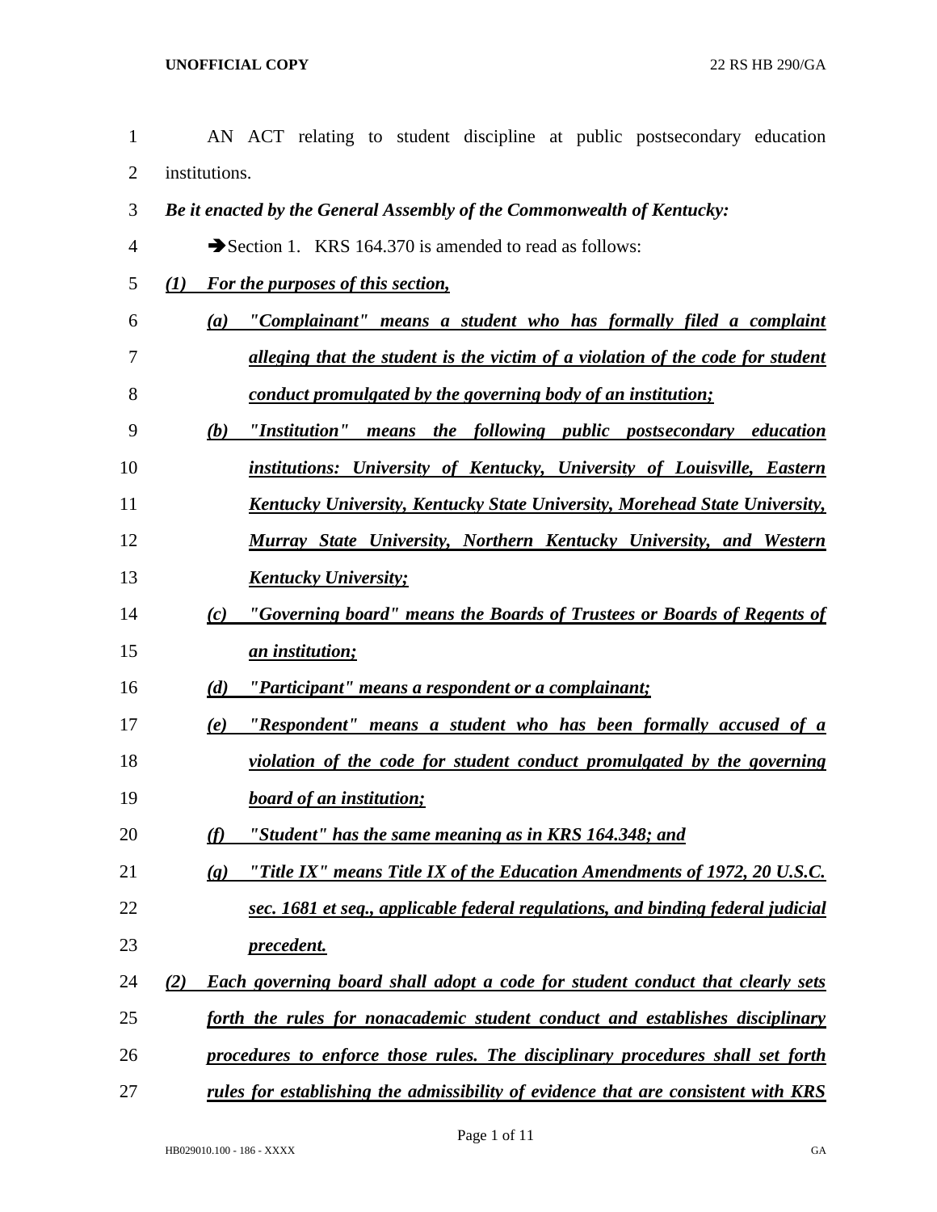AN ACT relating to student discipline at public postsecondary education institutions.

***Be it enacted by the General Assembly of the Commonwealth of Kentucky:***

➔Section 1. KRS 164.370 is amended to read as follows:

***(1) For the purposes of this section,***

***(a) "Complainant" means a student who has formally filed a complaint alleging that the student is the victim of a violation of the code for student conduct promulgated by the governing body of an institution;***

***(b) "Institution" means the following public postsecondary education institutions: University of Kentucky, University of Louisville, Eastern Kentucky University, Kentucky State University, Morehead State University, Murray State University, Northern Kentucky University, and Western Kentucky University;***

***(c) "Governing board" means the Boards of Trustees or Boards of Regents of an institution;***

***(d) "Participant" means a respondent or a complainant;***

***(e) "Respondent" means a student who has been formally accused of a violation of the code for student conduct promulgated by the governing board of an institution;***

***(f) "Student" has the same meaning as in KRS 164.348; and***

***(g) "Title IX" means Title IX of the Education Amendments of 1972, 20 U.S.C. sec. 1681 et seq., applicable federal regulations, and binding federal judicial precedent.***

***(2) Each governing board shall adopt a code for student conduct that clearly sets forth the rules for nonacademic student conduct and establishes disciplinary procedures to enforce those rules. The disciplinary procedures shall set forth rules for establishing the admissibility of evidence that are consistent with KRS***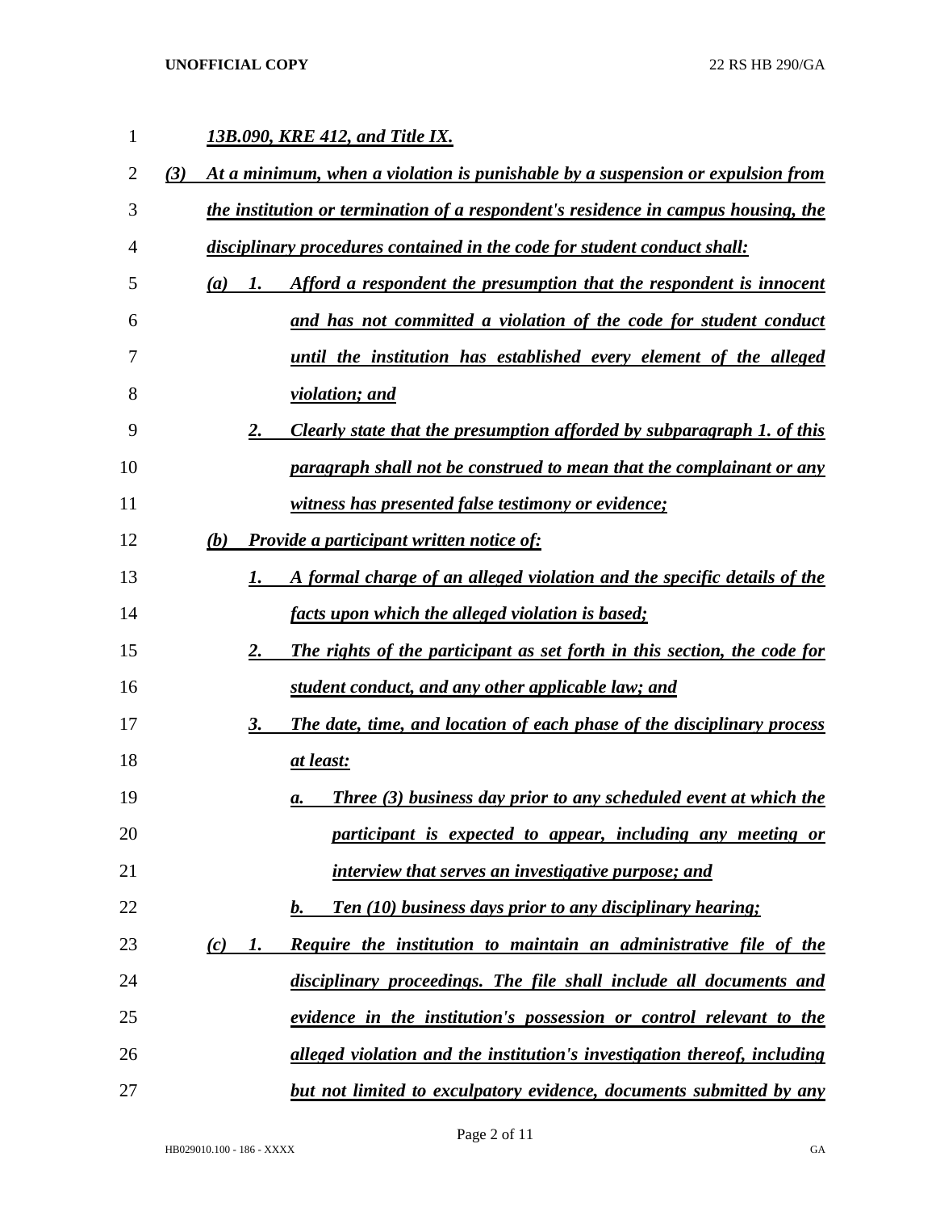***13B.090, KRE 412, and Title IX.***

***(3) At a minimum, when a violation is punishable by a suspension or expulsion from the institution or termination of a respondent's residence in campus housing, the disciplinary procedures contained in the code for student conduct shall:***

***(a) 1. Afford a respondent the presumption that the respondent is innocent and has not committed a violation of the code for student conduct until the institution has established every element of the alleged violation; and***

***2. Clearly state that the presumption afforded by subparagraph 1. of this paragraph shall not be construed to mean that the complainant or any witness has presented false testimony or evidence;***

***(b) Provide a participant written notice of:***

***1. A formal charge of an alleged violation and the specific details of the facts upon which the alleged violation is based;***

***2. The rights of the participant as set forth in this section, the code for student conduct, and any other applicable law; and***

***3. The date, time, and location of each phase of the disciplinary process at least:***

***a. Three (3) business day prior to any scheduled event at which the participant is expected to appear, including any meeting or interview that serves an investigative purpose; and***

***b. Ten (10) business days prior to any disciplinary hearing;***

***(c) 1. Require the institution to maintain an administrative file of the disciplinary proceedings. The file shall include all documents and evidence in the institution's possession or control relevant to the alleged violation and the institution's investigation thereof, including but not limited to exculpatory evidence, documents submitted by any***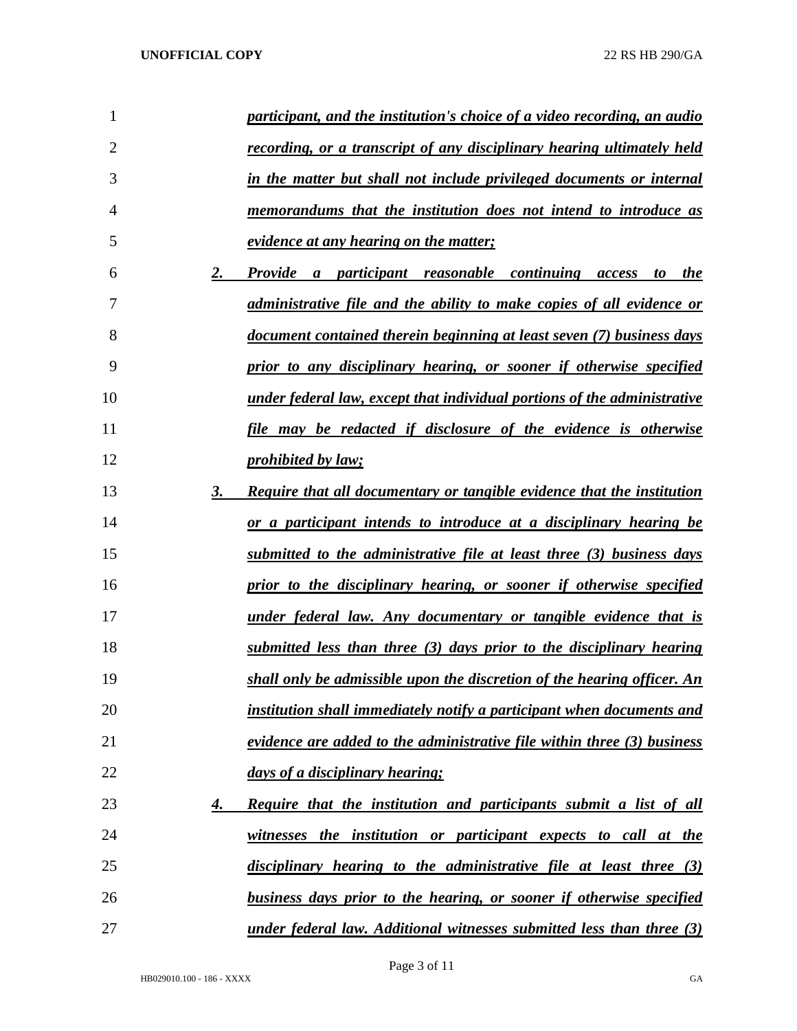*participant, and the institution's choice of a video recording, an audio recording, or a transcript of any disciplinary hearing ultimately held in the matter but shall not include privileged documents or internal memorandums that the institution does not intend to introduce as evidence at any hearing on the matter;*

***2.*** *Provide a participant reasonable continuing access to the administrative file and the ability to make copies of all evidence or document contained therein beginning at least seven (7) business days prior to any disciplinary hearing, or sooner if otherwise specified under federal law, except that individual portions of the administrative file may be redacted if disclosure of the evidence is otherwise prohibited by law;*

***3.*** *Require that all documentary or tangible evidence that the institution or a participant intends to introduce at a disciplinary hearing be submitted to the administrative file at least three (3) business days prior to the disciplinary hearing, or sooner if otherwise specified under federal law. Any documentary or tangible evidence that is submitted less than three (3) days prior to the disciplinary hearing shall only be admissible upon the discretion of the hearing officer. An institution shall immediately notify a participant when documents and evidence are added to the administrative file within three (3) business days of a disciplinary hearing;*

***4.*** *Require that the institution and participants submit a list of all witnesses the institution or participant expects to call at the disciplinary hearing to the administrative file at least three (3) business days prior to the hearing, or sooner if otherwise specified under federal law. Additional witnesses submitted less than three (3)*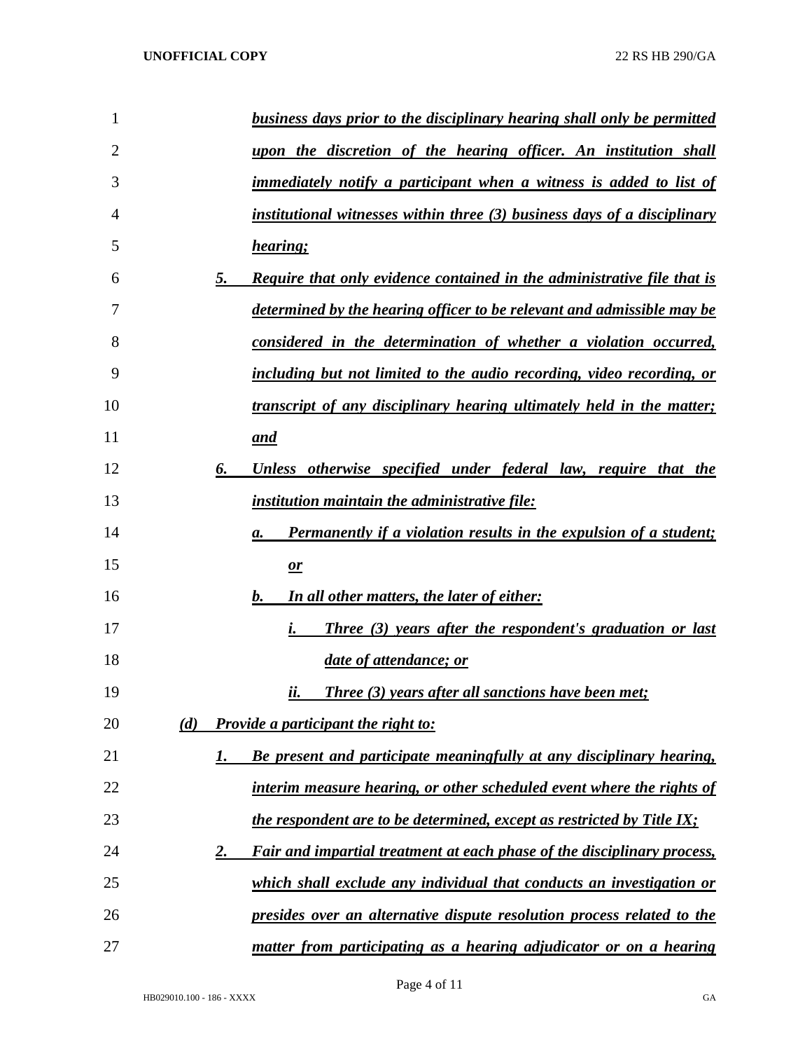***business days prior to the disciplinary hearing shall only be permitted upon the discretion of the hearing officer. An institution shall immediately notify a participant when a witness is added to list of institutional witnesses within three (3) business days of a disciplinary hearing;***

***5. Require that only evidence contained in the administrative file that is determined by the hearing officer to be relevant and admissible may be considered in the determination of whether a violation occurred, including but not limited to the audio recording, video recording, or transcript of any disciplinary hearing ultimately held in the matter; and***

***6. Unless otherwise specified under federal law, require that the institution maintain the administrative file:***

***a. Permanently if a violation results in the expulsion of a student; or***

***b. In all other matters, the later of either:***

***i. Three (3) years after the respondent's graduation or last date of attendance; or***

***ii. Three (3) years after all sanctions have been met;***

***(d) Provide a participant the right to:***

***1. Be present and participate meaningfully at any disciplinary hearing, interim measure hearing, or other scheduled event where the rights of the respondent are to be determined, except as restricted by Title IX;***

***2. Fair and impartial treatment at each phase of the disciplinary process, which shall exclude any individual that conducts an investigation or presides over an alternative dispute resolution process related to the matter from participating as a hearing adjudicator or on a hearing***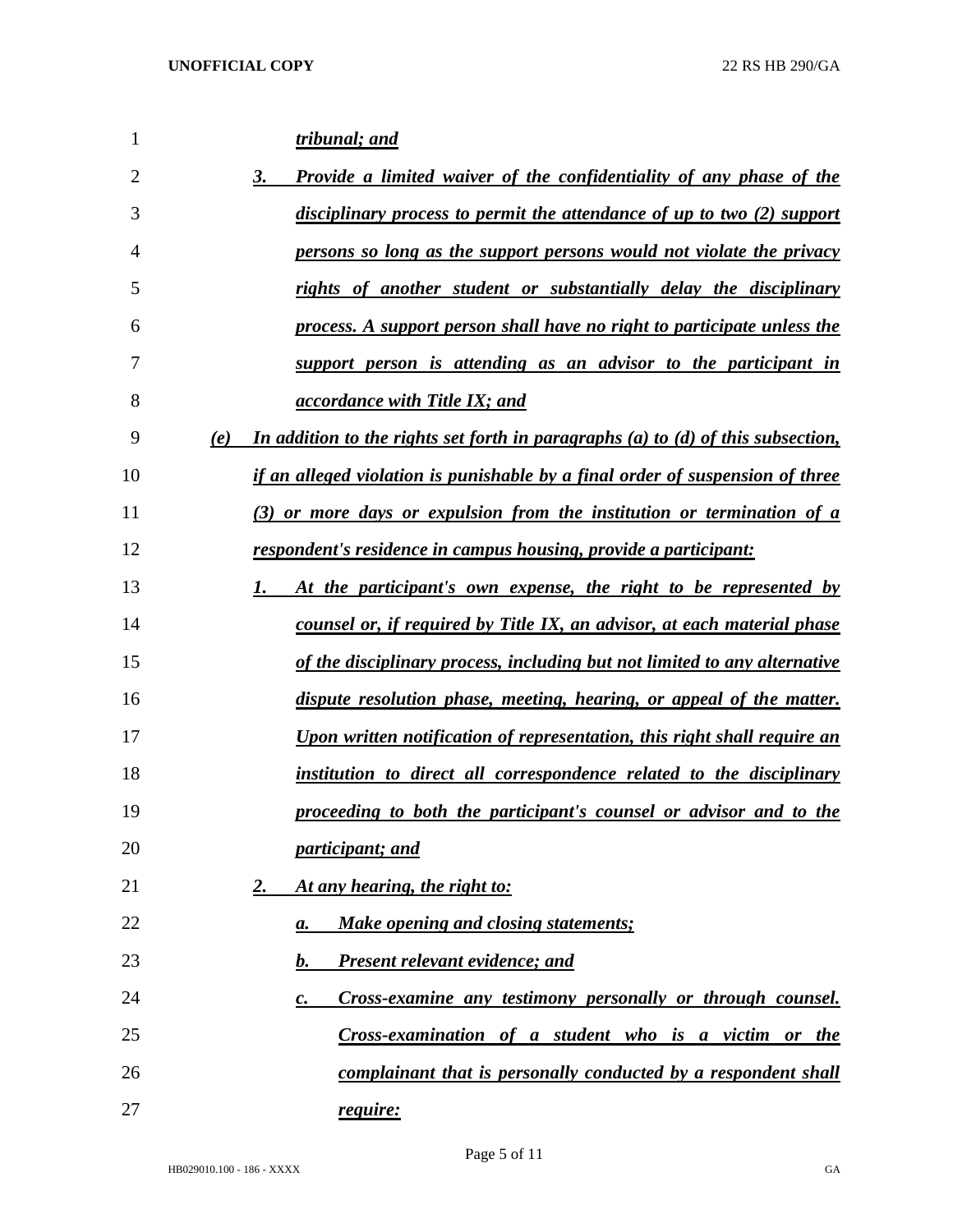*tribunal; and*

3. *Provide a limited waiver of the confidentiality of any phase of the disciplinary process to permit the attendance of up to two (2) support persons so long as the support persons would not violate the privacy rights of another student or substantially delay the disciplinary process. A support person shall have no right to participate unless the support person is attending as an advisor to the participant in accordance with Title IX; and*

(e) *In addition to the rights set forth in paragraphs (a) to (d) of this subsection, if an alleged violation is punishable by a final order of suspension of three (3) or more days or expulsion from the institution or termination of a respondent's residence in campus housing, provide a participant:*

1. *At the participant's own expense, the right to be represented by counsel or, if required by Title IX, an advisor, at each material phase of the disciplinary process, including but not limited to any alternative dispute resolution phase, meeting, hearing, or appeal of the matter. Upon written notification of representation, this right shall require an institution to direct all correspondence related to the disciplinary proceeding to both the participant's counsel or advisor and to the participant; and*

2. *At any hearing, the right to:*

   a. *Make opening and closing statements;*

   b. *Present relevant evidence; and*

   c. *Cross-examine any testimony personally or through counsel. Cross-examination of a student who is a victim or the complainant that is personally conducted by a respondent shall require:*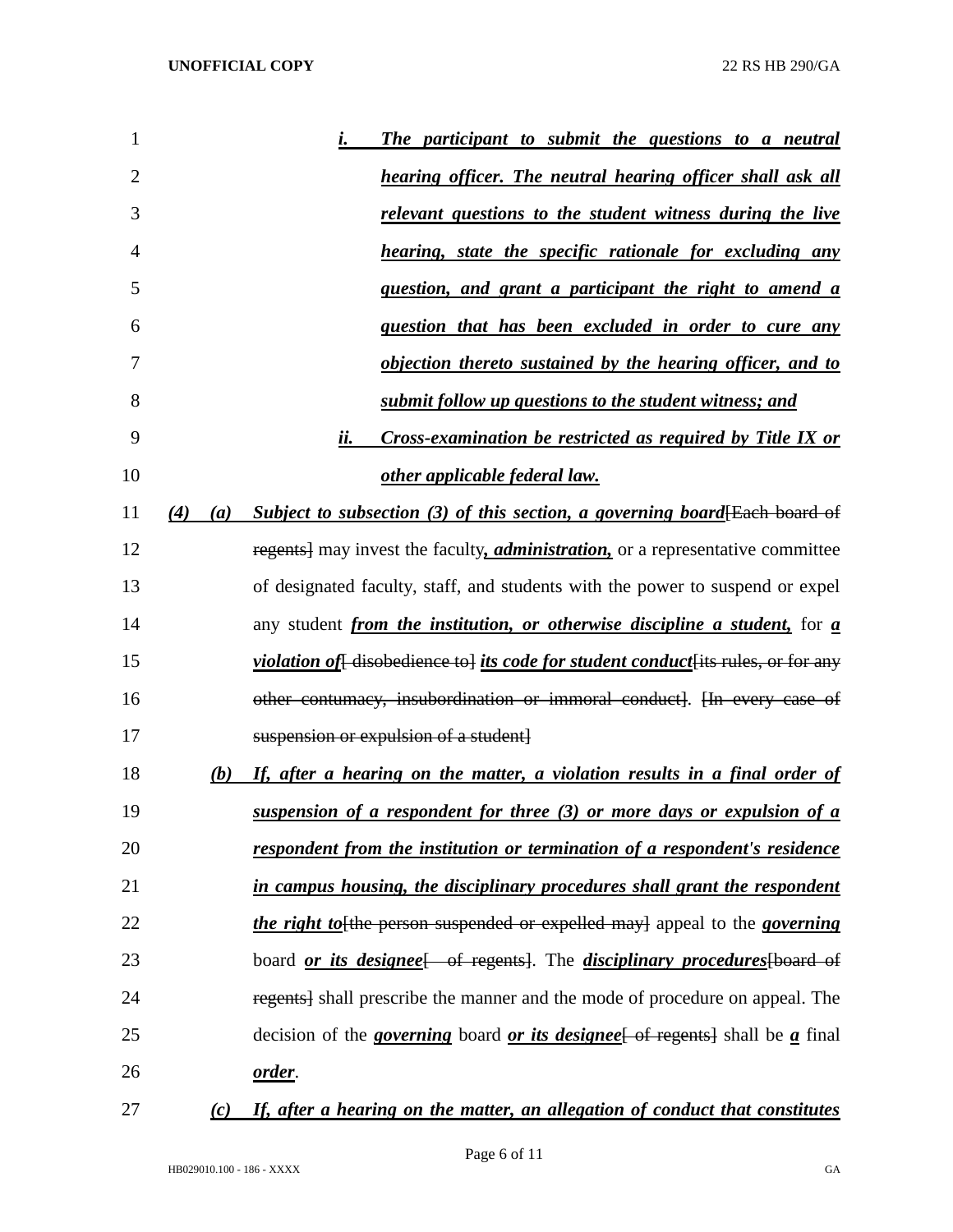i. ***The participant to submit the questions to a neutral hearing officer. The neutral hearing officer shall ask all relevant questions to the student witness during the live hearing, state the specific rationale for excluding any question, and grant a participant the right to amend a question that has been excluded in order to cure any objection thereto sustained by the hearing officer, and to submit follow up questions to the student witness; and***

ii. ***Cross-examination be restricted as required by Title IX or other applicable federal law.***

***(4)*** ***(a)*** ***Subject to subsection (3) of this section, a governing board***~~[Each board of regents]~~ may invest the faculty***, administration,*** or a representative committee of designated faculty, staff, and students with the power to suspend or expel any student ***from the institution, or otherwise discipline a student,*** for ***a violation of***~~[ disobedience to]~~ ***its code for student conduct***~~[its rules, or for any other contumacy, insubordination or immoral conduct]~~. ~~[In every case of suspension or expulsion of a student]~~

***(b)*** ***If, after a hearing on the matter, a violation results in a final order of suspension of a respondent for three (3) or more days or expulsion of a respondent from the institution or termination of a respondent's residence in campus housing, the disciplinary procedures shall grant the respondent the right to***~~[the person suspended or expelled may]~~ appeal to the ***governing*** board ***or its designee***~~[ of regents]~~. The ***disciplinary procedures***~~[board of regents]~~ shall prescribe the manner and the mode of procedure on appeal. The decision of the ***governing*** board ***or its designee***~~[ of regents]~~ shall be ***a*** final ***order***.

***(c)*** ***If, after a hearing on the matter, an allegation of conduct that constitutes***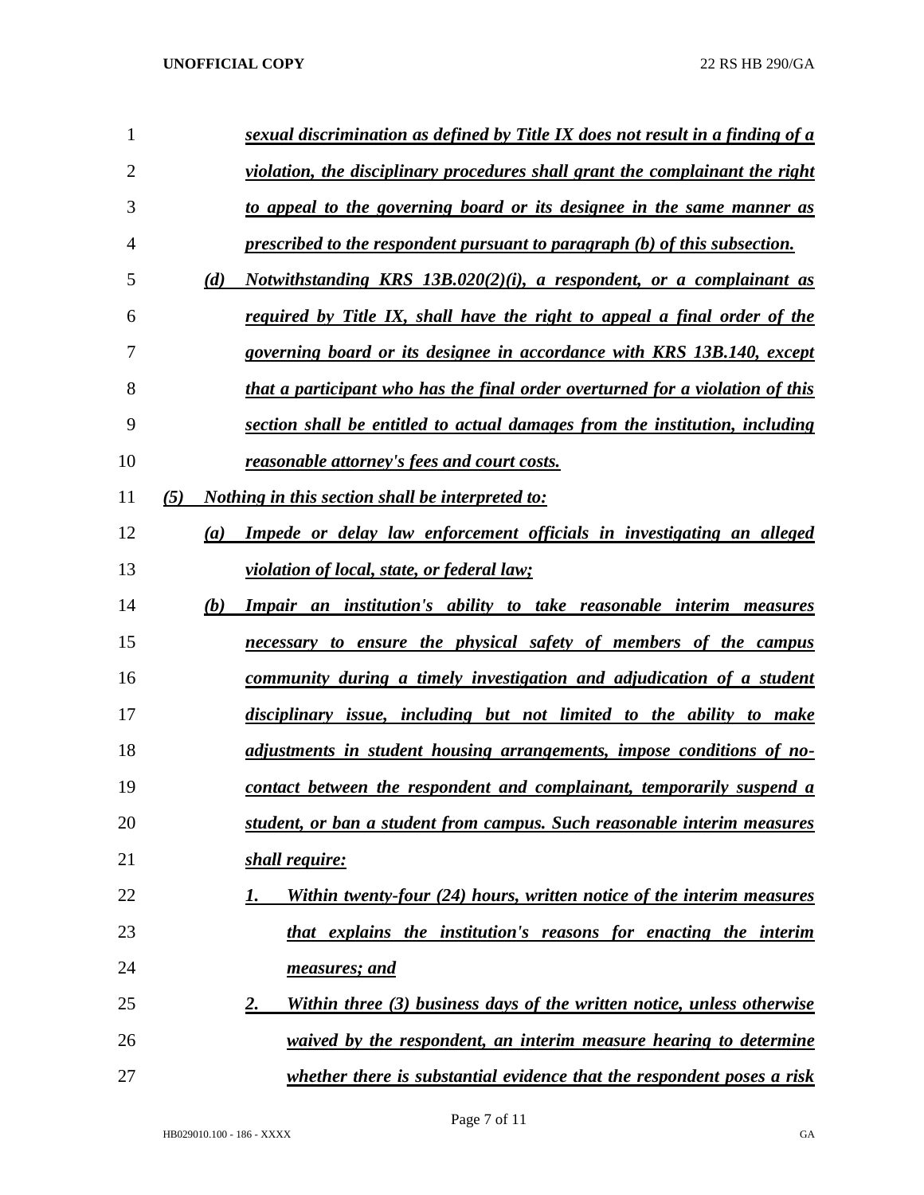*sexual discrimination as defined by Title IX does not result in a finding of a violation, the disciplinary procedures shall grant the complainant the right to appeal to the governing board or its designee in the same manner as prescribed to the respondent pursuant to paragraph (b) of this subsection.*

(d) *Notwithstanding KRS 13B.020(2)(i), a respondent, or a complainant as required by Title IX, shall have the right to appeal a final order of the governing board or its designee in accordance with KRS 13B.140, except that a participant who has the final order overturned for a violation of this section shall be entitled to actual damages from the institution, including reasonable attorney's fees and court costs.*

(5) *Nothing in this section shall be interpreted to:*

(a) *Impede or delay law enforcement officials in investigating an alleged violation of local, state, or federal law;*

(b) *Impair an institution's ability to take reasonable interim measures necessary to ensure the physical safety of members of the campus community during a timely investigation and adjudication of a student disciplinary issue, including but not limited to the ability to make adjustments in student housing arrangements, impose conditions of no-contact between the respondent and complainant, temporarily suspend a student, or ban a student from campus. Such reasonable interim measures shall require:*

1. *Within twenty-four (24) hours, written notice of the interim measures that explains the institution's reasons for enacting the interim measures; and*
2. *Within three (3) business days of the written notice, unless otherwise waived by the respondent, an interim measure hearing to determine whether there is substantial evidence that the respondent poses a risk*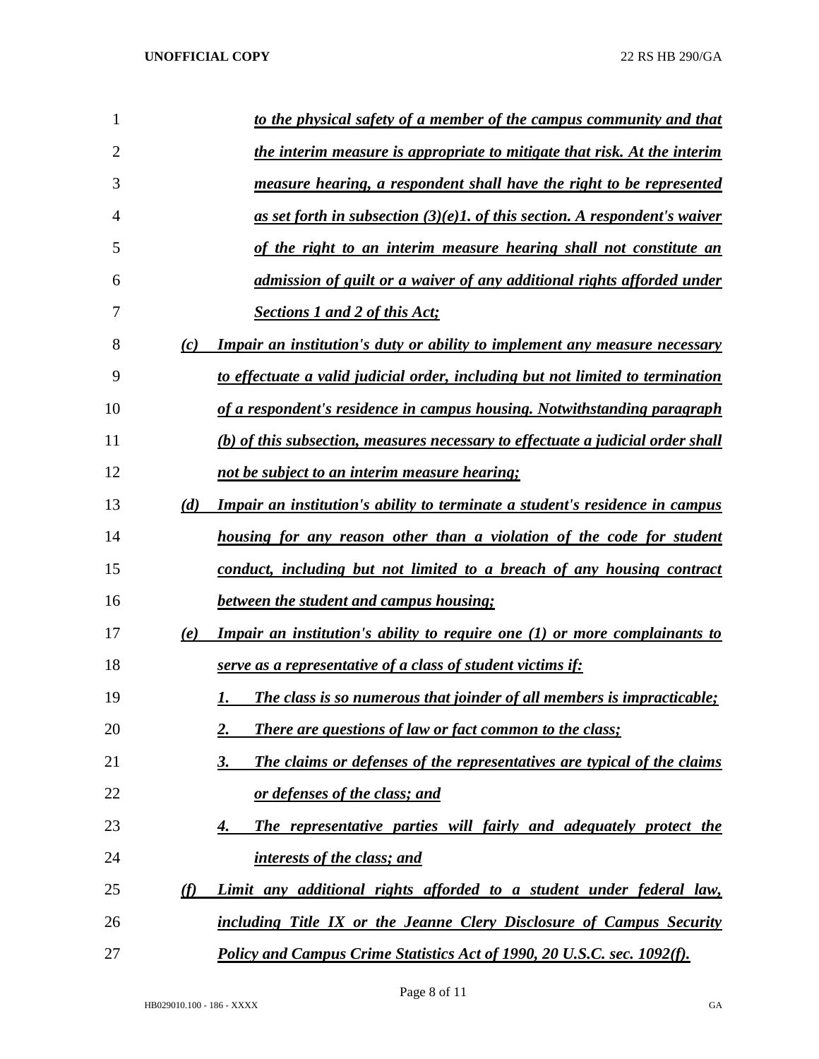*to the physical safety of a member of the campus community and that the interim measure is appropriate to mitigate that risk. At the interim measure hearing, a respondent shall have the right to be represented as set forth in subsection (3)(e)1. of this section. A respondent's waiver of the right to an interim measure hearing shall not constitute an admission of guilt or a waiver of any additional rights afforded under Sections 1 and 2 of this Act;*

*(c) Impair an institution's duty or ability to implement any measure necessary to effectuate a valid judicial order, including but not limited to termination of a respondent's residence in campus housing. Notwithstanding paragraph (b) of this subsection, measures necessary to effectuate a judicial order shall not be subject to an interim measure hearing;*

*(d) Impair an institution's ability to terminate a student's residence in campus housing for any reason other than a violation of the code for student conduct, including but not limited to a breach of any housing contract between the student and campus housing;*

*(e) Impair an institution's ability to require one (1) or more complainants to serve as a representative of a class of student victims if:*

*1. The class is so numerous that joinder of all members is impracticable;*

*2. There are questions of law or fact common to the class;*

*3. The claims or defenses of the representatives are typical of the claims or defenses of the class; and*

*4. The representative parties will fairly and adequately protect the interests of the class; and*

*(f) Limit any additional rights afforded to a student under federal law, including Title IX or the Jeanne Clery Disclosure of Campus Security Policy and Campus Crime Statistics Act of 1990, 20 U.S.C. sec. 1092(f).*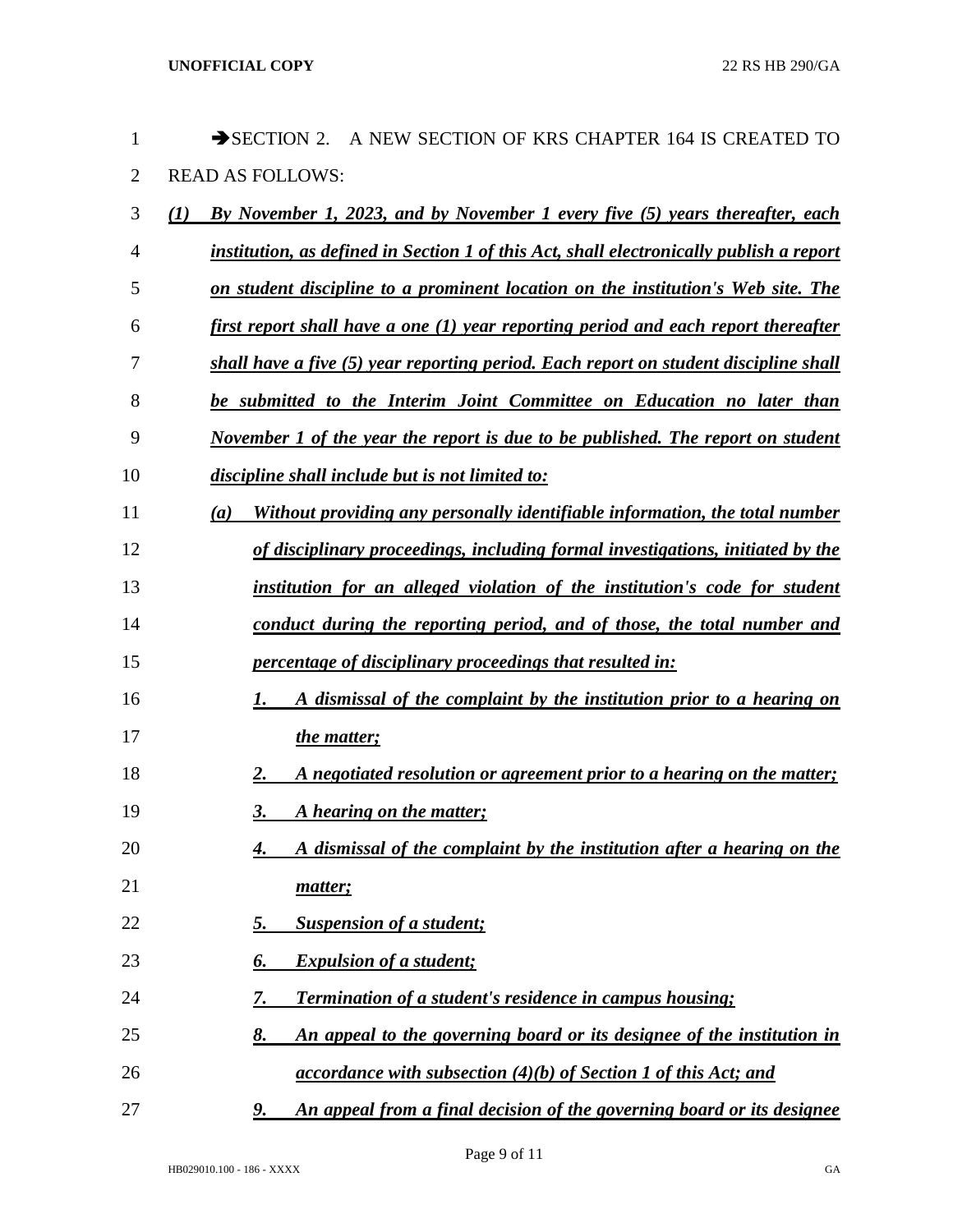➔SECTION 2. A NEW SECTION OF KRS CHAPTER 164 IS CREATED TO READ AS FOLLOWS:

*(1) By November 1, 2023, and by November 1 every five (5) years thereafter, each institution, as defined in Section 1 of this Act, shall electronically publish a report on student discipline to a prominent location on the institution's Web site. The first report shall have a one (1) year reporting period and each report thereafter shall have a five (5) year reporting period. Each report on student discipline shall be submitted to the Interim Joint Committee on Education no later than November 1 of the year the report is due to be published. The report on student discipline shall include but is not limited to:*

*(a) Without providing any personally identifiable information, the total number of disciplinary proceedings, including formal investigations, initiated by the institution for an alleged violation of the institution's code for student conduct during the reporting period, and of those, the total number and percentage of disciplinary proceedings that resulted in:*

*1. A dismissal of the complaint by the institution prior to a hearing on the matter;*

*2. A negotiated resolution or agreement prior to a hearing on the matter;*

*3. A hearing on the matter;*

*4. A dismissal of the complaint by the institution after a hearing on the matter;*

*5. Suspension of a student;*

*6. Expulsion of a student;*

*7. Termination of a student's residence in campus housing;*

*8. An appeal to the governing board or its designee of the institution in accordance with subsection (4)(b) of Section 1 of this Act; and*

*9. An appeal from a final decision of the governing board or its designee*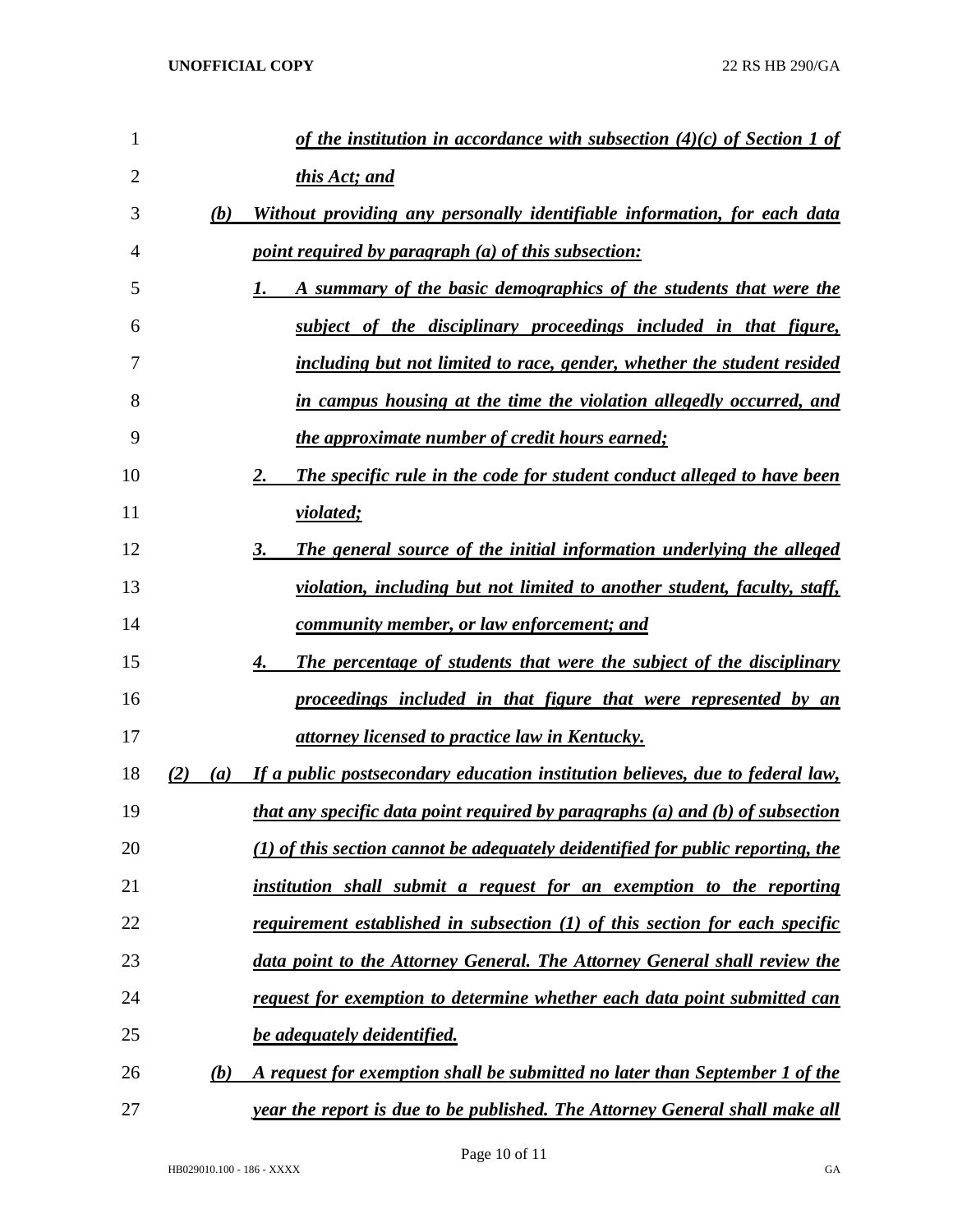*of the institution in accordance with subsection (4)(c) of Section 1 of this Act; and*

*(b) Without providing any personally identifiable information, for each data point required by paragraph (a) of this subsection:*

*1. A summary of the basic demographics of the students that were the subject of the disciplinary proceedings included in that figure, including but not limited to race, gender, whether the student resided in campus housing at the time the violation allegedly occurred, and the approximate number of credit hours earned;*

*2. The specific rule in the code for student conduct alleged to have been violated;*

*3. The general source of the initial information underlying the alleged violation, including but not limited to another student, faculty, staff, community member, or law enforcement; and*

*4. The percentage of students that were the subject of the disciplinary proceedings included in that figure that were represented by an attorney licensed to practice law in Kentucky.*

*(2) (a) If a public postsecondary education institution believes, due to federal law, that any specific data point required by paragraphs (a) and (b) of subsection (1) of this section cannot be adequately deidentified for public reporting, the institution shall submit a request for an exemption to the reporting requirement established in subsection (1) of this section for each specific data point to the Attorney General. The Attorney General shall review the request for exemption to determine whether each data point submitted can be adequately deidentified.*

*(b) A request for exemption shall be submitted no later than September 1 of the year the report is due to be published. The Attorney General shall make all*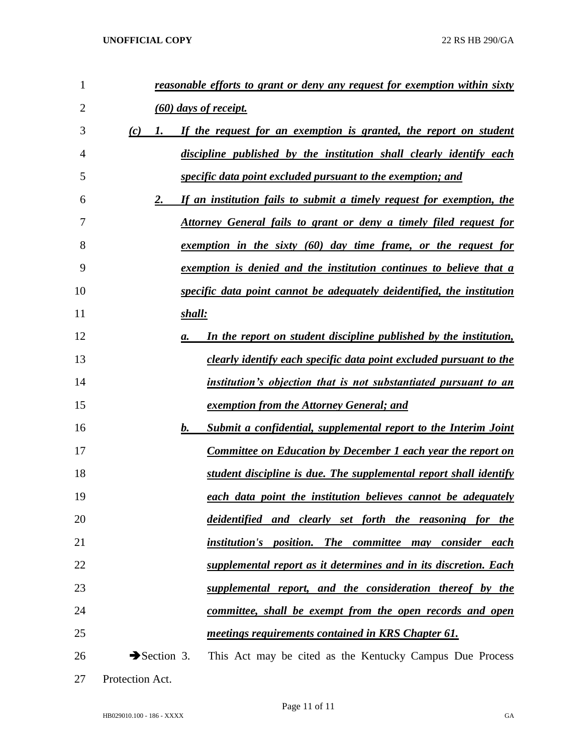***reasonable efforts to grant or deny any request for exemption within sixty (60) days of receipt.***

***(c) 1. If the request for an exemption is granted, the report on student discipline published by the institution shall clearly identify each specific data point excluded pursuant to the exemption; and***

***2. If an institution fails to submit a timely request for exemption, the Attorney General fails to grant or deny a timely filed request for exemption in the sixty (60) day time frame, or the request for exemption is denied and the institution continues to believe that a specific data point cannot be adequately deidentified, the institution shall:***

***a. In the report on student discipline published by the institution, clearly identify each specific data point excluded pursuant to the institution's objection that is not substantiated pursuant to an exemption from the Attorney General; and***

***b. Submit a confidential, supplemental report to the Interim Joint Committee on Education by December 1 each year the report on student discipline is due. The supplemental report shall identify each data point the institution believes cannot be adequately deidentified and clearly set forth the reasoning for the institution's position. The committee may consider each supplemental report as it determines and in its discretion. Each supplemental report, and the consideration thereof by the committee, shall be exempt from the open records and open meetings requirements contained in KRS Chapter 61.***

➔Section 3. This Act may be cited as the Kentucky Campus Due Process Protection Act.